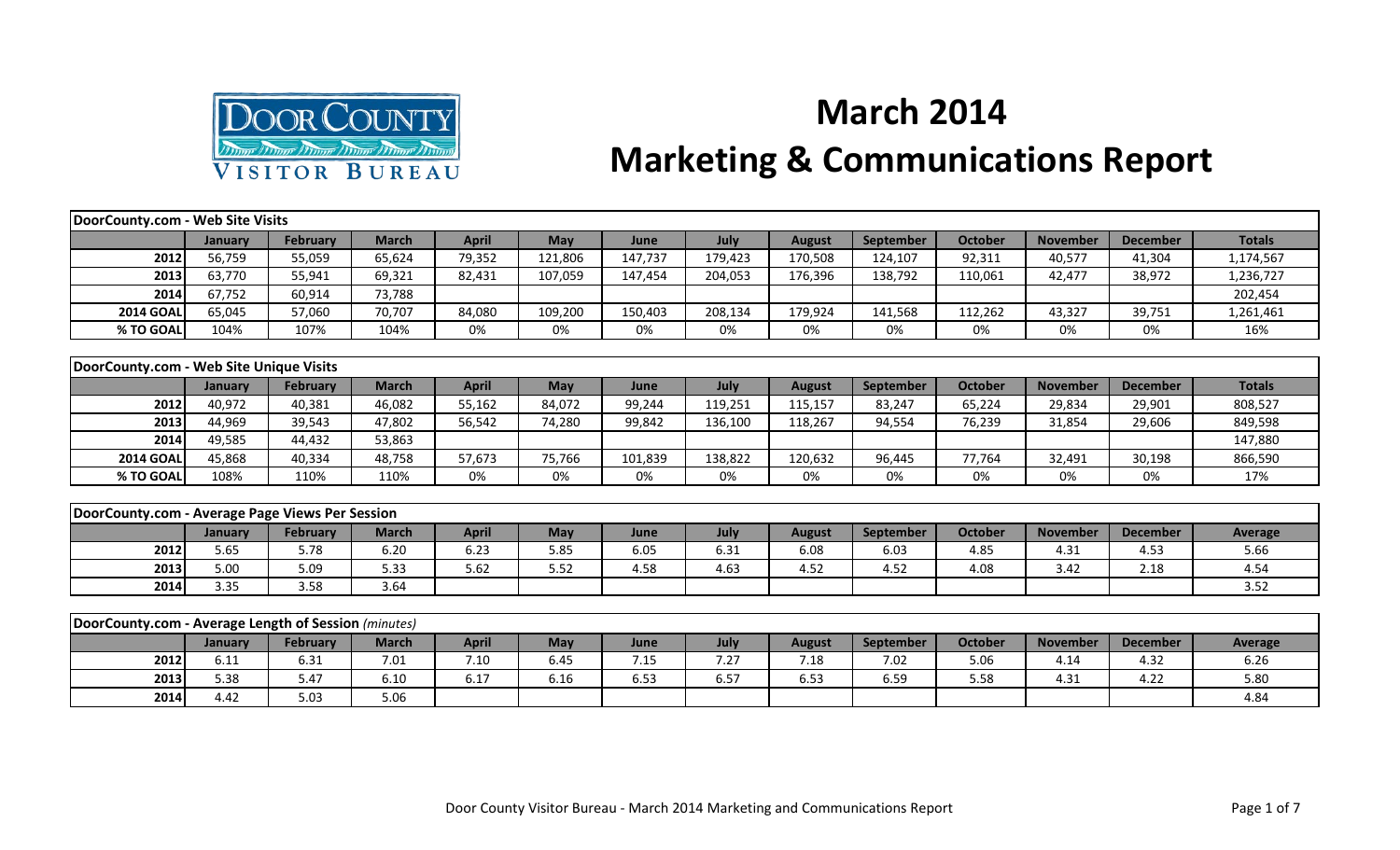# March 2014

# Marketing & Communications Report

| DoorCounty.com - Web Site Visits | | | | | | | | | | | | | |
|---|---|---|---|---|---|---|---|---|---|---|---|---|---|
| | January | February | March | April | May | June | July | August | September | October | November | December | Totals |
| 2012 | 56,759 | 55,059 | 65,624 | 79,352 | 121,806 | 147,737 | 179,423 | 170,508 | 124,107 | 92,311 | 40,577 | 41,304 | 1,174,567 |
| 2013 | 63,770 | 55,941 | 69,321 | 82,431 | 107,059 | 147,454 | 204,053 | 176,396 | 138,792 | 110,061 | 42,477 | 38,972 | 1,236,727 |
| 2014 | 67,752 | 60,914 | 73,788 | | | | | | | | | | 202,454 |
| 2014 GOAL | 65,045 | 57,060 | 70,707 | 84,080 | 109,200 | 150,403 | 208,134 | 179,924 | 141,568 | 112,262 | 43,327 | 39,751 | 1,261,461 |
| % TO GOAL | 104% | 107% | 104% | 0% | 0% | 0% | 0% | 0% | 0% | 0% | 0% | 0% | 16% |

| DoorCounty.com - Web Site Unique Visits | | | | | | | | | | | | | |
|---|---|---|---|---|---|---|---|---|---|---|---|---|---|
| | January | February | March | April | May | June | July | August | September | October | November | December | Totals |
| 2012 | 40,972 | 40,381 | 46,082 | 55,162 | 84,072 | 99,244 | 119,251 | 115,157 | 83,247 | 65,224 | 29,834 | 29,901 | 808,527 |
| 2013 | 44,969 | 39,543 | 47,802 | 56,542 | 74,280 | 99,842 | 136,100 | 118,267 | 94,554 | 76,239 | 31,854 | 29,606 | 849,598 |
| 2014 | 49,585 | 44,432 | 53,863 | | | | | | | | | | 147,880 |
| 2014 GOAL | 45,868 | 40,334 | 48,758 | 57,673 | 75,766 | 101,839 | 138,822 | 120,632 | 96,445 | 77,764 | 32,491 | 30,198 | 866,590 |
| % TO GOAL | 108% | 110% | 110% | 0% | 0% | 0% | 0% | 0% | 0% | 0% | 0% | 0% | 17% |

| DoorCounty.com - Average Page Views Per Session | | | | | | | | | | | | | |
|---|---|---|---|---|---|---|---|---|---|---|---|---|---|
| | January | February | March | April | May | June | July | August | September | October | November | December | Average |
| 2012 | 5.65 | 5.78 | 6.20 | 6.23 | 5.85 | 6.05 | 6.31 | 6.08 | 6.03 | 4.85 | 4.31 | 4.53 | 5.66 |
| 2013 | 5.00 | 5.09 | 5.33 | 5.62 | 5.52 | 4.58 | 4.63 | 4.52 | 4.52 | 4.08 | 3.42 | 2.18 | 4.54 |
| 2014 | 3.35 | 3.58 | 3.64 | | | | | | | | | | 3.52 |

| DoorCounty.com - Average Length of Session *(minutes)* | | | | | | | | | | | | | |
|---|---|---|---|---|---|---|---|---|---|---|---|---|---|
| | January | February | March | April | May | June | July | August | September | October | November | December | Average |
| 2012 | 6.11 | 6.31 | 7.01 | 7.10 | 6.45 | 7.15 | 7.27 | 7.18 | 7.02 | 5.06 | 4.14 | 4.32 | 6.26 |
| 2013 | 5.38 | 5.47 | 6.10 | 6.17 | 6.16 | 6.53 | 6.57 | 6.53 | 6.59 | 5.58 | 4.31 | 4.22 | 5.80 |
| 2014 | 4.42 | 5.03 | 5.06 | | | | | | | | | | 4.84 |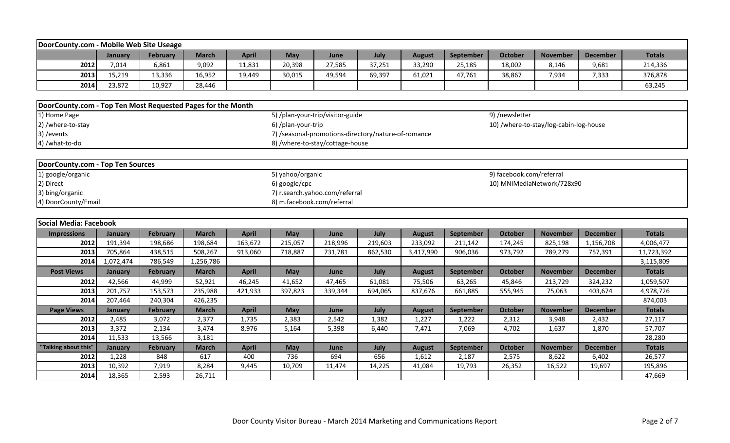## DoorCounty.com - Mobile Web Site Useage

| | January | February | March | April | May | June | July | August | September | October | November | December | Totals |
|---|---|---|---|---|---|---|---|---|---|---|---|---|---|
| 2012 | 7,014 | 6,861 | 9,092 | 11,831 | 20,398 | 27,585 | 37,251 | 33,290 | 25,185 | 18,002 | 8,146 | 9,681 | 214,336 |
| 2013 | 15,219 | 13,336 | 16,952 | 19,449 | 30,015 | 49,594 | 69,397 | 61,021 | 47,761 | 38,867 | 7,934 | 7,333 | 376,878 |
| 2014 | 23,872 | 10,927 | 28,446 | | | | | | | | | | 63,245 |

## DoorCounty.com - Top Ten Most Requested Pages for the Month

1) Home Page
2) /where-to-stay
3) /events
4) /what-to-do
5) /plan-your-trip/visitor-guide
6) /plan-your-trip
7) /seasonal-promotions-directory/nature-of-romance
8) /where-to-stay/cottage-house
9) /newsletter
10) /where-to-stay/log-cabin-log-house

## DoorCounty.com - Top Ten Sources

1) google/organic
2) Direct
3) bing/organic
4) DoorCounty/Email
5) yahoo/organic
6) google/cpc
7) r.search.yahoo.com/referral
8) m.facebook.com/referral
9) facebook.com/referral
10) MNIMediaNetwork/728x90

## Social Media: Facebook

| Impressions | January | February | March | April | May | June | July | August | September | October | November | December | Totals |
|---|---|---|---|---|---|---|---|---|---|---|---|---|---|
| 2012 | 191,394 | 198,686 | 198,684 | 163,672 | 215,057 | 218,996 | 219,603 | 233,092 | 211,142 | 174,245 | 825,198 | 1,156,708 | 4,006,477 |
| 2013 | 705,864 | 438,515 | 508,267 | 913,060 | 718,887 | 731,781 | 862,530 | 3,417,990 | 906,036 | 973,792 | 789,279 | 757,391 | 11,723,392 |
| 2014 | 1,072,474 | 786,549 | 1,256,786 | | | | | | | | | | 3,115,809 |
| **Post Views** | **January** | **February** | **March** | **April** | **May** | **June** | **July** | **August** | **September** | **October** | **November** | **December** | **Totals** |
| 2012 | 42,566 | 44,999 | 52,921 | 46,245 | 41,652 | 47,465 | 61,081 | 75,506 | 63,265 | 45,846 | 213,729 | 324,232 | 1,059,507 |
| 2013 | 201,757 | 153,573 | 235,988 | 421,933 | 397,823 | 339,344 | 694,065 | 837,676 | 661,885 | 555,945 | 75,063 | 403,674 | 4,978,726 |
| 2014 | 207,464 | 240,304 | 426,235 | | | | | | | | | | 874,003 |
| **Page Views** | **January** | **February** | **March** | **April** | **May** | **June** | **July** | **August** | **September** | **October** | **November** | **December** | **Totals** |
| 2012 | 2,485 | 3,072 | 2,377 | 1,735 | 2,383 | 2,542 | 1,382 | 1,227 | 1,222 | 2,312 | 3,948 | 2,432 | 27,117 |
| 2013 | 3,372 | 2,134 | 3,474 | 8,976 | 5,164 | 5,398 | 6,440 | 7,471 | 7,069 | 4,702 | 1,637 | 1,870 | 57,707 |
| 2014 | 11,533 | 13,566 | 3,181 | | | | | | | | | | 28,280 |
| **"Talking about this"** | **January** | **February** | **March** | **April** | **May** | **June** | **July** | **August** | **September** | **October** | **November** | **December** | **Totals** |
| 2012 | 1,228 | 848 | 617 | 400 | 736 | 694 | 656 | 1,612 | 2,187 | 2,575 | 8,622 | 6,402 | 26,577 |
| 2013 | 10,392 | 7,919 | 8,284 | 9,445 | 10,709 | 11,474 | 14,225 | 41,084 | 19,793 | 26,352 | 16,522 | 19,697 | 195,896 |
| 2014 | 18,365 | 2,593 | 26,711 | | | | | | | | | | 47,669 |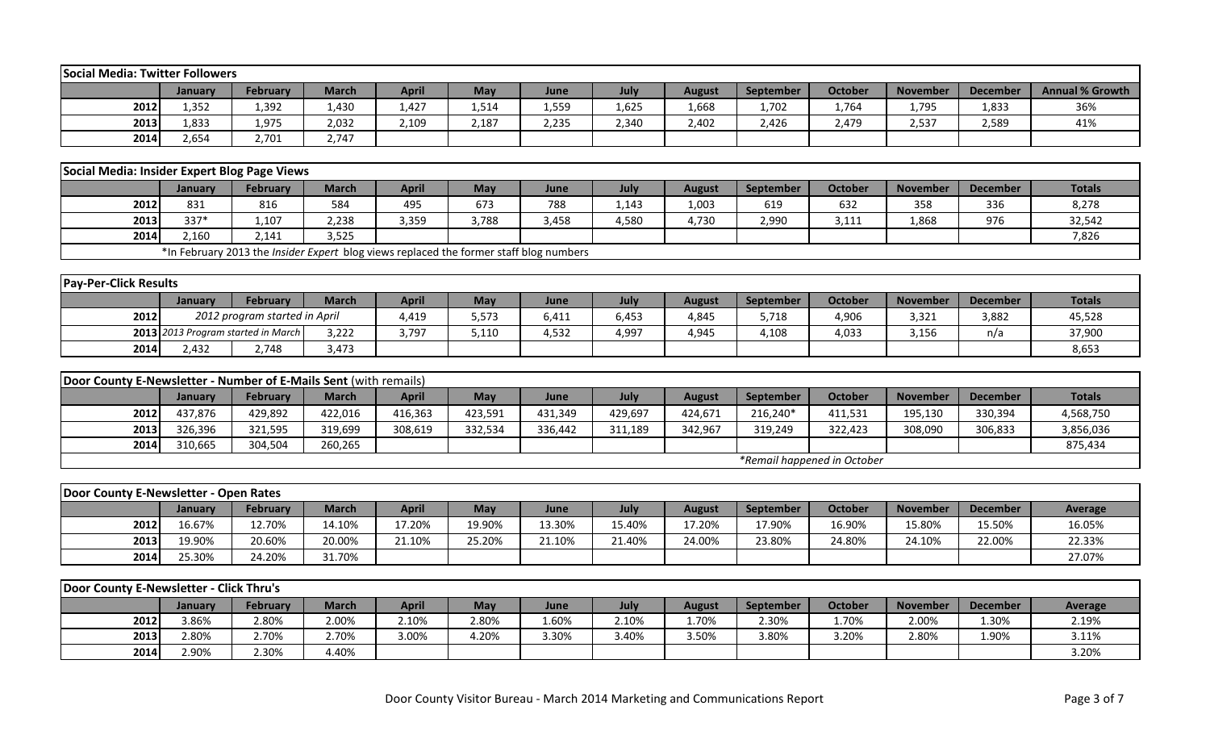| Social Media: Twitter Followers | | | | | | | | | | | | | |
|---|---|---|---|---|---|---|---|---|---|---|---|---|---|
| | **January** | **February** | **March** | **April** | **May** | **June** | **July** | **August** | **September** | **October** | **November** | **December** | **Annual % Growth** |
| **2012** | 1,352 | 1,392 | 1,430 | 1,427 | 1,514 | 1,559 | 1,625 | 1,668 | 1,702 | 1,764 | 1,795 | 1,833 | 36% |
| **2013** | 1,833 | 1,975 | 2,032 | 2,109 | 2,187 | 2,235 | 2,340 | 2,402 | 2,426 | 2,479 | 2,537 | 2,589 | 41% |
| **2014** | 2,654 | 2,701 | 2,747 | | | | | | | | | | |

| Social Media: Insider Expert Blog Page Views | | | | | | | | | | | | | |
|---|---|---|---|---|---|---|---|---|---|---|---|---|---|
| | **January** | **February** | **March** | **April** | **May** | **June** | **July** | **August** | **September** | **October** | **November** | **December** | **Totals** |
| **2012** | 831 | 816 | 584 | 495 | 673 | 788 | 1,143 | 1,003 | 619 | 632 | 358 | 336 | 8,278 |
| **2013** | 337* | 1,107 | 2,238 | 3,359 | 3,788 | 3,458 | 4,580 | 4,730 | 2,990 | 3,111 | 1,868 | 976 | 32,542 |
| **2014** | 2,160 | 2,141 | 3,525 | | | | | | | | | | 7,826 |
| | *In February 2013 the *Insider Expert* blog views replaced the former staff blog numbers | | | | | | | | | | | | |

| Pay-Per-Click Results | | | | | | | | | | | | | |
|---|---|---|---|---|---|---|---|---|---|---|---|---|---|
| | **January** | **February** | **March** | **April** | **May** | **June** | **July** | **August** | **September** | **October** | **November** | **December** | **Totals** |
| **2012** | *2012 program started in April* | | | 4,419 | 5,573 | 6,411 | 6,453 | 4,845 | 5,718 | 4,906 | 3,321 | 3,882 | 45,528 |
| **2013** | *2013 Program started in March* | | 3,222 | 3,797 | 5,110 | 4,532 | 4,997 | 4,945 | 4,108 | 4,033 | 3,156 | n/a | 37,900 |
| **2014** | 2,432 | 2,748 | 3,473 | | | | | | | | | | 8,653 |

| Door County E-Newsletter - Number of E-Mails Sent (with remails) | | | | | | | | | | | | | |
|---|---|---|---|---|---|---|---|---|---|---|---|---|---|
| | **January** | **February** | **March** | **April** | **May** | **June** | **July** | **August** | **September** | **October** | **November** | **December** | **Totals** |
| **2012** | 437,876 | 429,892 | 422,016 | 416,363 | 423,591 | 431,349 | 429,697 | 424,671 | 216,240* | 411,531 | 195,130 | 330,394 | 4,568,750 |
| **2013** | 326,396 | 321,595 | 319,699 | 308,619 | 332,534 | 336,442 | 311,189 | 342,967 | 319,249 | 322,423 | 308,090 | 306,833 | 3,856,036 |
| **2014** | 310,665 | 304,504 | 260,265 | | | | | | | | | | 875,434 |
| | | | | | | | | | *Remail happened in October* | | | | |

| Door County E-Newsletter - Open Rates | | | | | | | | | | | | | |
|---|---|---|---|---|---|---|---|---|---|---|---|---|---|
| | **January** | **February** | **March** | **April** | **May** | **June** | **July** | **August** | **September** | **October** | **November** | **December** | **Average** |
| **2012** | 16.67% | 12.70% | 14.10% | 17.20% | 19.90% | 13.30% | 15.40% | 17.20% | 17.90% | 16.90% | 15.80% | 15.50% | 16.05% |
| **2013** | 19.90% | 20.60% | 20.00% | 21.10% | 25.20% | 21.10% | 21.40% | 24.00% | 23.80% | 24.80% | 24.10% | 22.00% | 22.33% |
| **2014** | 25.30% | 24.20% | 31.70% | | | | | | | | | | 27.07% |

| Door County E-Newsletter - Click Thru's | | | | | | | | | | | | | |
|---|---|---|---|---|---|---|---|---|---|---|---|---|---|
| | **January** | **February** | **March** | **April** | **May** | **June** | **July** | **August** | **September** | **October** | **November** | **December** | **Average** |
| **2012** | 3.86% | 2.80% | 2.00% | 2.10% | 2.80% | 1.60% | 2.10% | 1.70% | 2.30% | 1.70% | 2.00% | 1.30% | 2.19% |
| **2013** | 2.80% | 2.70% | 2.70% | 3.00% | 4.20% | 3.30% | 3.40% | 3.50% | 3.80% | 3.20% | 2.80% | 1.90% | 3.11% |
| **2014** | 2.90% | 2.30% | 4.40% | | | | | | | | | | 3.20% |

Door County Visitor Bureau - March 2014 Marketing and Communications Report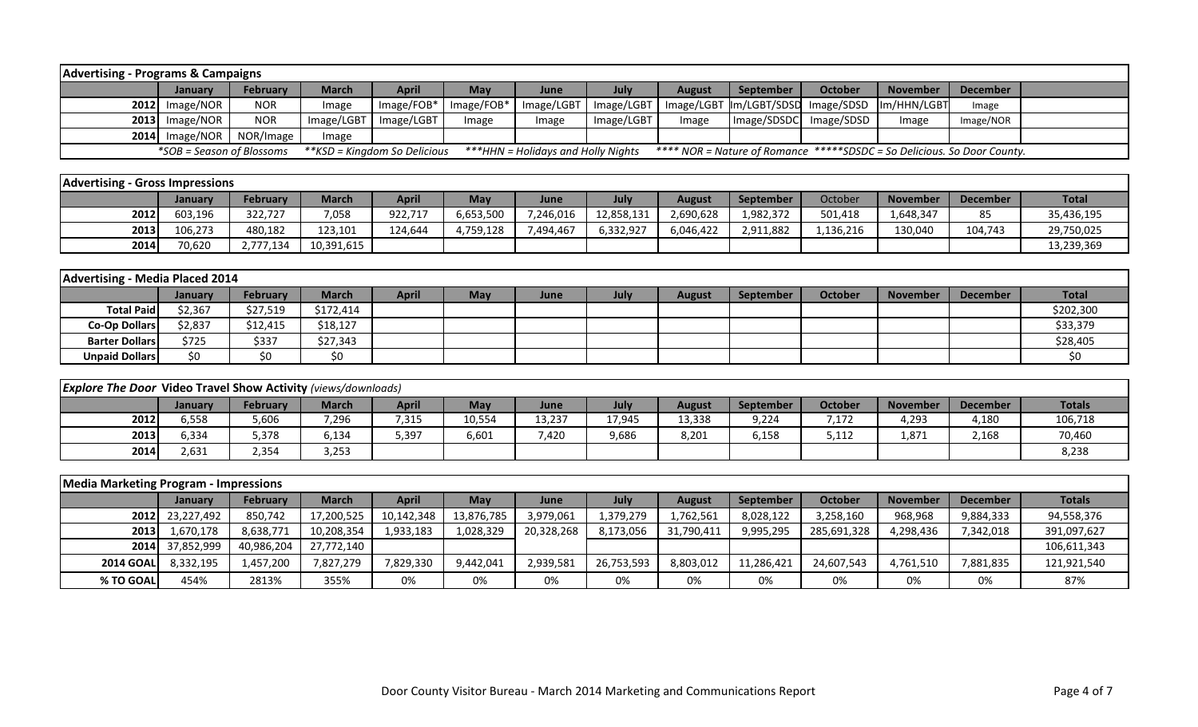| Advertising - Programs & Campaigns | | | | | | | | | | | | | |
|---|---|---|---|---|---|---|---|---|---|---|---|---|---|
| | January | February | March | April | May | June | July | August | September | October | November | December | |
| 2012 | Image/NOR | NOR | Image | Image/FOB* | Image/FOB* | Image/LGBT | Image/LGBT | Image/LGBT | Im/LGBT/SDSD | Image/SDSD | Im/HHN/LGBT | Image | |
| 2013 | Image/NOR | NOR | Image/LGBT | Image/LGBT | Image | Image | Image/LGBT | Image | Image/SDSDC | Image/SDSD | Image | Image/NOR | |
| 2014 | Image/NOR | NOR/Image | Image | | | | | | | | | | |

*SOB = Season of Blossoms **KSD = Kingdom So Delicious ***HHN = Holidays and Holly Nights **** NOR = Nature of Romance *****SDSDC = So Delicious. So Door County.

| Advertising - Gross Impressions | | | | | | | | | | | | | |
|---|---|---|---|---|---|---|---|---|---|---|---|---|---|
| | January | February | March | April | May | June | July | August | September | October | November | December | Total |
| 2012 | 603,196 | 322,727 | 7,058 | 922,717 | 6,653,500 | 7,246,016 | 12,858,131 | 2,690,628 | 1,982,372 | 501,418 | 1,648,347 | 85 | 35,436,195 |
| 2013 | 106,273 | 480,182 | 123,101 | 124,644 | 4,759,128 | 7,494,467 | 6,332,927 | 6,046,422 | 2,911,882 | 1,136,216 | 130,040 | 104,743 | 29,750,025 |
| 2014 | 70,620 | 2,777,134 | 10,391,615 | | | | | | | | | | 13,239,369 |

| Advertising - Media Placed 2014 | | | | | | | | | | | | | |
|---|---|---|---|---|---|---|---|---|---|---|---|---|---|
| | January | February | March | April | May | June | July | August | September | October | November | December | Total |
| Total Paid | $2,367 | $27,519 | $172,414 | | | | | | | | | | $202,300 |
| Co-Op Dollars | $2,837 | $12,415 | $18,127 | | | | | | | | | | $33,379 |
| Barter Dollars | $725 | $337 | $27,343 | | | | | | | | | | $28,405 |
| Unpaid Dollars | $0 | $0 | $0 | | | | | | | | | | $0 |

| *Explore The Door* Video Travel Show Activity *(views/downloads)* | | | | | | | | | | | | | |
|---|---|---|---|---|---|---|---|---|---|---|---|---|---|
| | January | February | March | April | May | June | July | August | September | October | November | December | Totals |
| 2012 | 6,558 | 5,606 | 7,296 | 7,315 | 10,554 | 13,237 | 17,945 | 13,338 | 9,224 | 7,172 | 4,293 | 4,180 | 106,718 |
| 2013 | 6,334 | 5,378 | 6,134 | 5,397 | 6,601 | 7,420 | 9,686 | 8,201 | 6,158 | 5,112 | 1,871 | 2,168 | 70,460 |
| 2014 | 2,631 | 2,354 | 3,253 | | | | | | | | | | 8,238 |

| Media Marketing Program - Impressions | | | | | | | | | | | | | |
|---|---|---|---|---|---|---|---|---|---|---|---|---|---|
| | January | February | March | April | May | June | July | August | September | October | November | December | Totals |
| 2012 | 23,227,492 | 850,742 | 17,200,525 | 10,142,348 | 13,876,785 | 3,979,061 | 1,379,279 | 1,762,561 | 8,028,122 | 3,258,160 | 968,968 | 9,884,333 | 94,558,376 |
| 2013 | 1,670,178 | 8,638,771 | 10,208,354 | 1,933,183 | 1,028,329 | 20,328,268 | 8,173,056 | 31,790,411 | 9,995,295 | 285,691,328 | 4,298,436 | 7,342,018 | 391,097,627 |
| 2014 | 37,852,999 | 40,986,204 | 27,772,140 | | | | | | | | | | 106,611,343 |
| 2014 GOAL | 8,332,195 | 1,457,200 | 7,827,279 | 7,829,330 | 9,442,041 | 2,939,581 | 26,753,593 | 8,803,012 | 11,286,421 | 24,607,543 | 4,761,510 | 7,881,835 | 121,921,540 |
| % TO GOAL | 454% | 2813% | 355% | 0% | 0% | 0% | 0% | 0% | 0% | 0% | 0% | 0% | 87% |

Door County Visitor Bureau - March 2014 Marketing and Communications Report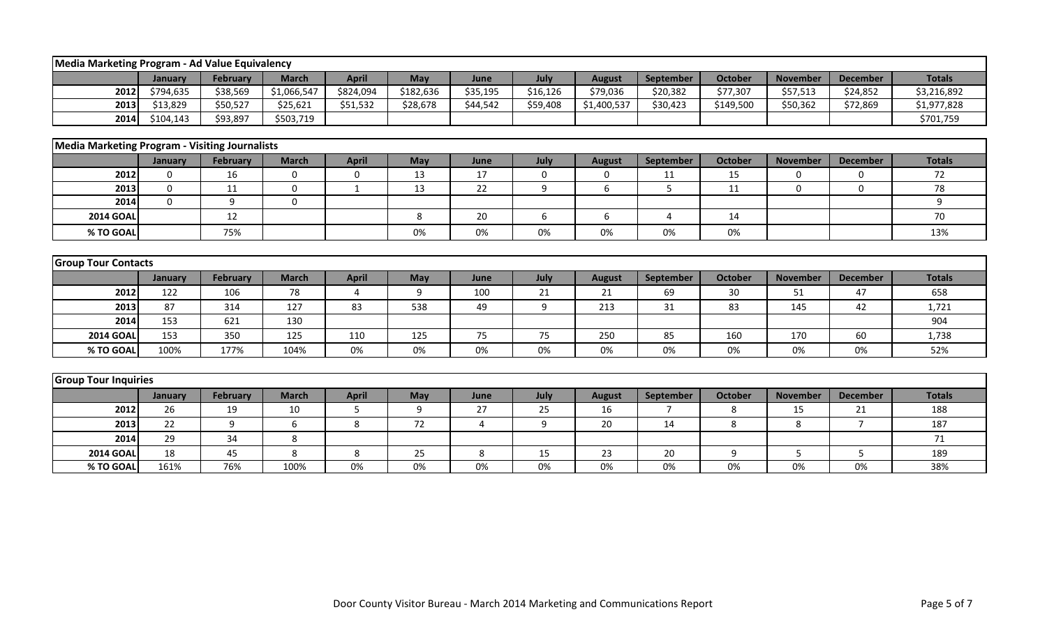## Media Marketing Program - Ad Value Equivalency

| | January | February | March | April | May | June | July | August | September | October | November | December | Totals |
|---|---|---|---|---|---|---|---|---|---|---|---|---|---|
| 2012 | $794,635 | $38,569 | $1,066,547 | $824,094 | $182,636 | $35,195 | $16,126 | $79,036 | $20,382 | $77,307 | $57,513 | $24,852 | $3,216,892 |
| 2013 | $13,829 | $50,527 | $25,621 | $51,532 | $28,678 | $44,542 | $59,408 | $1,400,537 | $30,423 | $149,500 | $50,362 | $72,869 | $1,977,828 |
| 2014 | $104,143 | $93,897 | $503,719 | | | | | | | | | | $701,759 |

## Media Marketing Program - Visiting Journalists

| | January | February | March | April | May | June | July | August | September | October | November | December | Totals |
|---|---|---|---|---|---|---|---|---|---|---|---|---|---|
| 2012 | 0 | 16 | 0 | 0 | 13 | 17 | 0 | 0 | 11 | 15 | 0 | 0 | 72 |
| 2013 | 0 | 11 | 0 | 1 | 13 | 22 | 9 | 6 | 5 | 11 | 0 | 0 | 78 |
| 2014 | 0 | 9 | 0 | | | | | | | | | | 9 |
| 2014 GOAL | | 12 | | | 8 | 20 | 6 | 6 | 4 | 14 | | | 70 |
| % TO GOAL | | 75% | | | 0% | 0% | 0% | 0% | 0% | 0% | | | 13% |

## Group Tour Contacts

| | January | February | March | April | May | June | July | August | September | October | November | December | Totals |
|---|---|---|---|---|---|---|---|---|---|---|---|---|---|
| 2012 | 122 | 106 | 78 | 4 | 9 | 100 | 21 | 21 | 69 | 30 | 51 | 47 | 658 |
| 2013 | 87 | 314 | 127 | 83 | 538 | 49 | 9 | 213 | 31 | 83 | 145 | 42 | 1,721 |
| 2014 | 153 | 621 | 130 | | | | | | | | | | 904 |
| 2014 GOAL | 153 | 350 | 125 | 110 | 125 | 75 | 75 | 250 | 85 | 160 | 170 | 60 | 1,738 |
| % TO GOAL | 100% | 177% | 104% | 0% | 0% | 0% | 0% | 0% | 0% | 0% | 0% | 0% | 52% |

## Group Tour Inquiries

| | January | February | March | April | May | June | July | August | September | October | November | December | Totals |
|---|---|---|---|---|---|---|---|---|---|---|---|---|---|
| 2012 | 26 | 19 | 10 | 5 | 9 | 27 | 25 | 16 | 7 | 8 | 15 | 21 | 188 |
| 2013 | 22 | 9 | 6 | 8 | 72 | 4 | 9 | 20 | 14 | 8 | 8 | 7 | 187 |
| 2014 | 29 | 34 | 8 | | | | | | | | | | 71 |
| 2014 GOAL | 18 | 45 | 8 | 8 | 25 | 8 | 15 | 23 | 20 | 9 | 5 | 5 | 189 |
| % TO GOAL | 161% | 76% | 100% | 0% | 0% | 0% | 0% | 0% | 0% | 0% | 0% | 0% | 38% |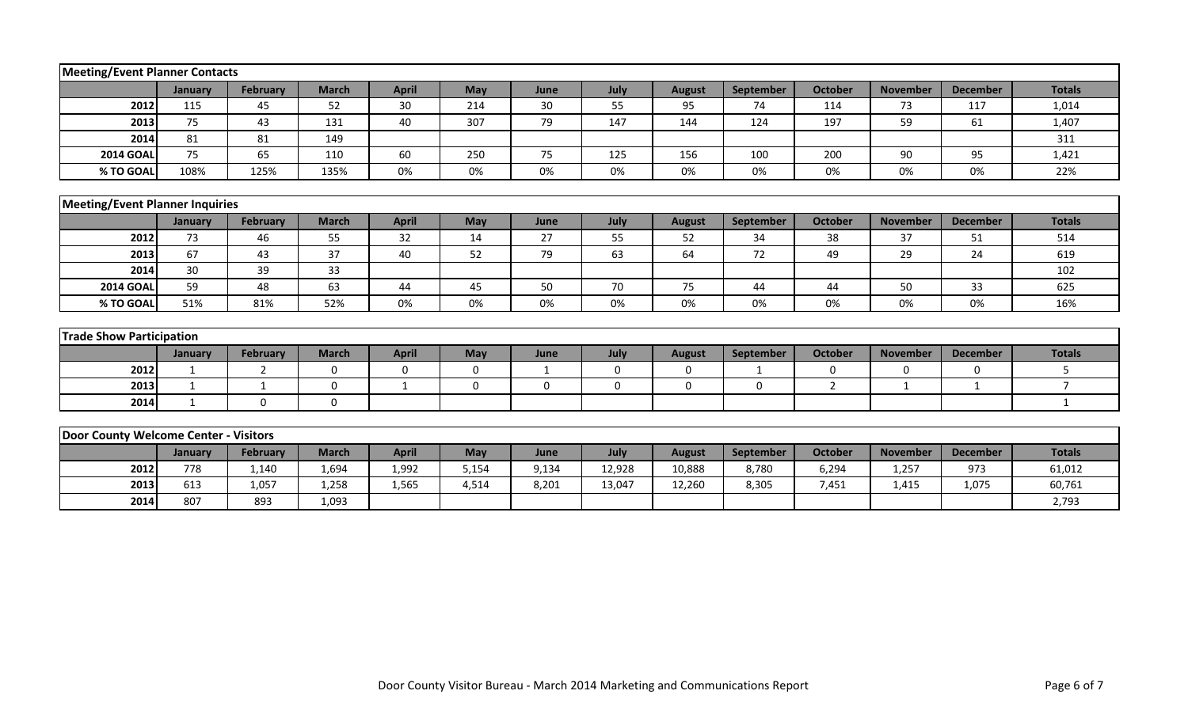## Meeting/Event Planner Contacts

| | January | February | March | April | May | June | July | August | September | October | November | December | Totals |
|---|---|---|---|---|---|---|---|---|---|---|---|---|---|
| 2012 | 115 | 45 | 52 | 30 | 214 | 30 | 55 | 95 | 74 | 114 | 73 | 117 | 1,014 |
| 2013 | 75 | 43 | 131 | 40 | 307 | 79 | 147 | 144 | 124 | 197 | 59 | 61 | 1,407 |
| 2014 | 81 | 81 | 149 | | | | | | | | | | 311 |
| 2014 GOAL | 75 | 65 | 110 | 60 | 250 | 75 | 125 | 156 | 100 | 200 | 90 | 95 | 1,421 |
| % TO GOAL | 108% | 125% | 135% | 0% | 0% | 0% | 0% | 0% | 0% | 0% | 0% | 0% | 22% |

## Meeting/Event Planner Inquiries

| | January | February | March | April | May | June | July | August | September | October | November | December | Totals |
|---|---|---|---|---|---|---|---|---|---|---|---|---|---|
| 2012 | 73 | 46 | 55 | 32 | 14 | 27 | 55 | 52 | 34 | 38 | 37 | 51 | 514 |
| 2013 | 67 | 43 | 37 | 40 | 52 | 79 | 63 | 64 | 72 | 49 | 29 | 24 | 619 |
| 2014 | 30 | 39 | 33 | | | | | | | | | | 102 |
| 2014 GOAL | 59 | 48 | 63 | 44 | 45 | 50 | 70 | 75 | 44 | 44 | 50 | 33 | 625 |
| % TO GOAL | 51% | 81% | 52% | 0% | 0% | 0% | 0% | 0% | 0% | 0% | 0% | 0% | 16% |

## Trade Show Participation

| | January | February | March | April | May | June | July | August | September | October | November | December | Totals |
|---|---|---|---|---|---|---|---|---|---|---|---|---|---|
| 2012 | 1 | 2 | 0 | 0 | 0 | 1 | 0 | 0 | 1 | 0 | 0 | 0 | 5 |
| 2013 | 1 | 1 | 0 | 1 | 0 | 0 | 0 | 0 | 0 | 2 | 1 | 1 | 7 |
| 2014 | 1 | 0 | 0 | | | | | | | | | | 1 |

## Door County Welcome Center - Visitors

| | January | February | March | April | May | June | July | August | September | October | November | December | Totals |
|---|---|---|---|---|---|---|---|---|---|---|---|---|---|
| 2012 | 778 | 1,140 | 1,694 | 1,992 | 5,154 | 9,134 | 12,928 | 10,888 | 8,780 | 6,294 | 1,257 | 973 | 61,012 |
| 2013 | 613 | 1,057 | 1,258 | 1,565 | 4,514 | 8,201 | 13,047 | 12,260 | 8,305 | 7,451 | 1,415 | 1,075 | 60,761 |
| 2014 | 807 | 893 | 1,093 | | | | | | | | | | 2,793 |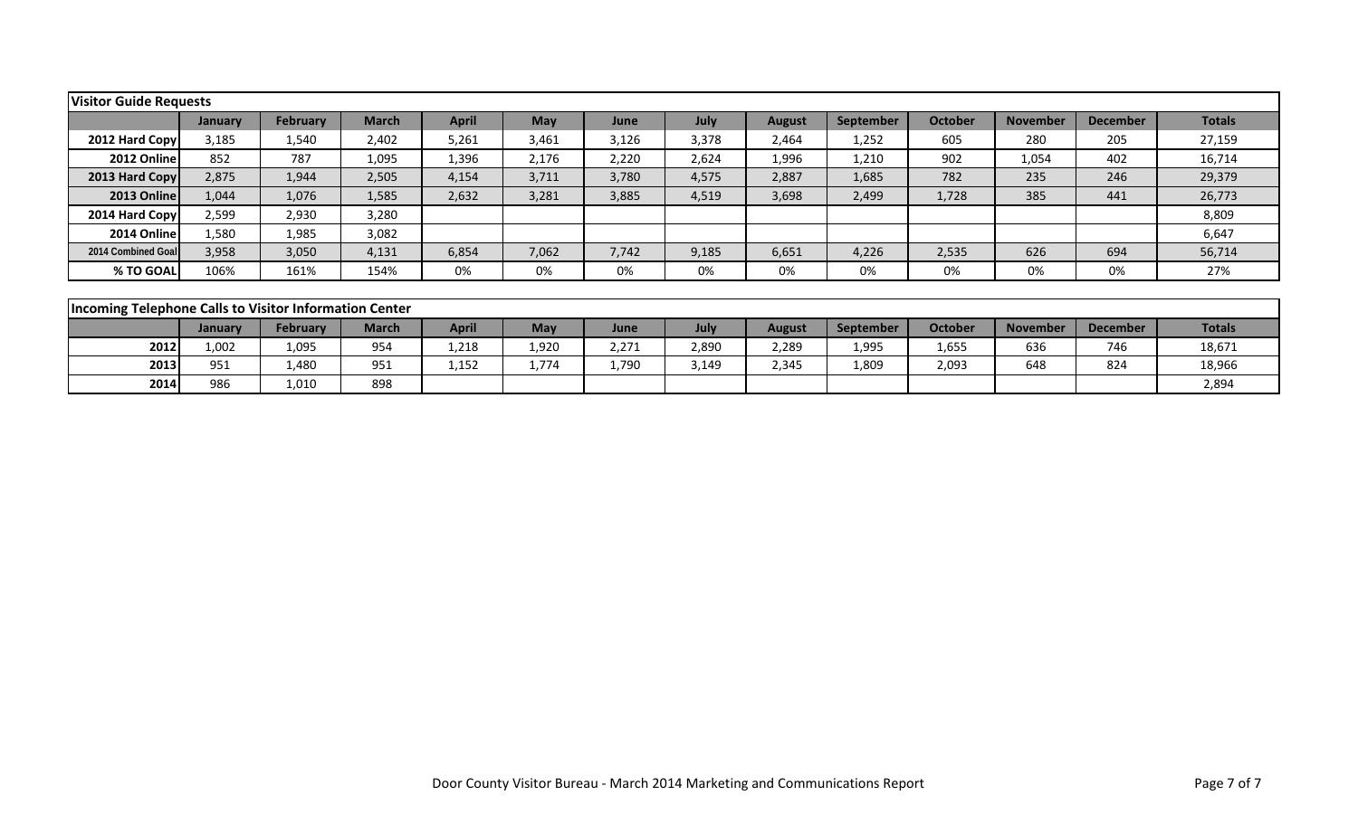| Visitor Guide Requests | | | | | | | | | | | | | |
|---|---|---|---|---|---|---|---|---|---|---|---|---|---|
| | January | February | March | April | May | June | July | August | September | October | November | December | Totals |
| 2012 Hard Copy | 3,185 | 1,540 | 2,402 | 5,261 | 3,461 | 3,126 | 3,378 | 2,464 | 1,252 | 605 | 280 | 205 | 27,159 |
| 2012 Online | 852 | 787 | 1,095 | 1,396 | 2,176 | 2,220 | 2,624 | 1,996 | 1,210 | 902 | 1,054 | 402 | 16,714 |
| 2013 Hard Copy | 2,875 | 1,944 | 2,505 | 4,154 | 3,711 | 3,780 | 4,575 | 2,887 | 1,685 | 782 | 235 | 246 | 29,379 |
| 2013 Online | 1,044 | 1,076 | 1,585 | 2,632 | 3,281 | 3,885 | 4,519 | 3,698 | 2,499 | 1,728 | 385 | 441 | 26,773 |
| 2014 Hard Copy | 2,599 | 2,930 | 3,280 | | | | | | | | | | 8,809 |
| 2014 Online | 1,580 | 1,985 | 3,082 | | | | | | | | | | 6,647 |
| 2014 Combined Goal | 3,958 | 3,050 | 4,131 | 6,854 | 7,062 | 7,742 | 9,185 | 6,651 | 4,226 | 2,535 | 626 | 694 | 56,714 |
| % TO GOAL | 106% | 161% | 154% | 0% | 0% | 0% | 0% | 0% | 0% | 0% | 0% | 0% | 27% |

| Incoming Telephone Calls to Visitor Information Center | | | | | | | | | | | | | |
|---|---|---|---|---|---|---|---|---|---|---|---|---|---|
| | January | February | March | April | May | June | July | August | September | October | November | December | Totals |
| 2012 | 1,002 | 1,095 | 954 | 1,218 | 1,920 | 2,271 | 2,890 | 2,289 | 1,995 | 1,655 | 636 | 746 | 18,671 |
| 2013 | 951 | 1,480 | 951 | 1,152 | 1,774 | 1,790 | 3,149 | 2,345 | 1,809 | 2,093 | 648 | 824 | 18,966 |
| 2014 | 986 | 1,010 | 898 | | | | | | | | | | 2,894 |

Door County Visitor Bureau - March 2014 Marketing and Communications Report